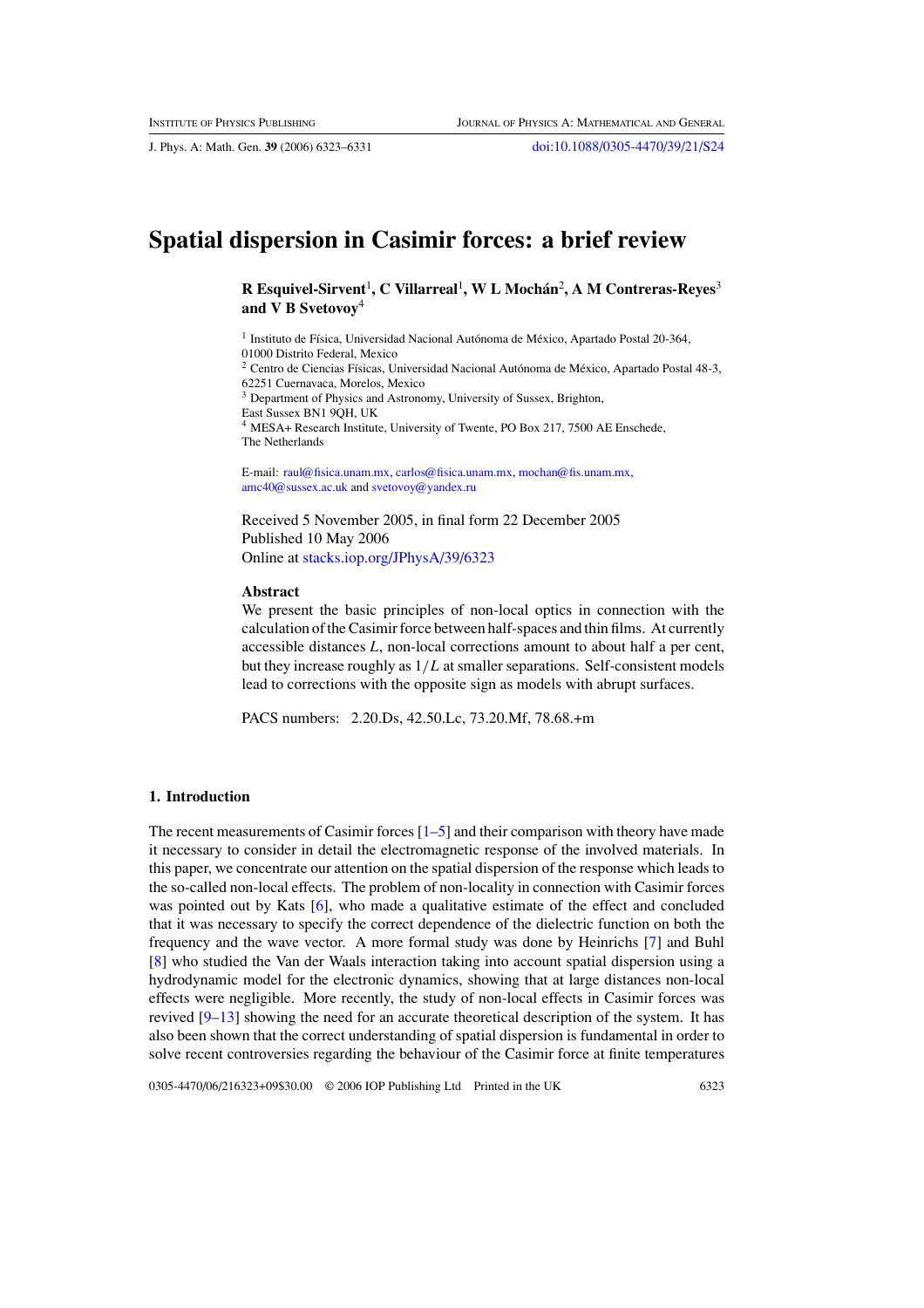# Spatial dispersion in Casimir forces: a brief review

**R Esquivel-Sirvent[1], C Villarreal[1], W L Mochán[2], A M Contreras-Reyes[3] and V B Svetovoy[4]**

[1] Instituto de Física, Universidad Nacional Autónoma de México, Apartado Postal 20-364, 01000 Distrito Federal, Mexico
[2] Centro de Ciencias Físicas, Universidad Nacional Autónoma de México, Apartado Postal 48-3, 62251 Cuernavaca, Morelos, Mexico
[3] Department of Physics and Astronomy, University of Sussex, Brighton, East Sussex BN1 9QH, UK
[4] MESA+ Research Institute, University of Twente, PO Box 217, 7500 AE Enschede, The Netherlands

E-mail: raul@fisica.unam.mx, carlos@fisica.unam.mx, mochan@fis.unam.mx, amc40@sussex.ac.uk and svetovoy@yandex.ru

Received 5 November 2005, in final form 22 December 2005
Published 10 May 2006
Online at stacks.iop.org/JPhysA/39/6323

### Abstract

We present the basic principles of non-local optics in connection with the calculation of the Casimir force between half-spaces and thin films. At currently accessible distances $L$, non-local corrections amount to about half a per cent, but they increase roughly as $1/L$ at smaller separations. Self-consistent models lead to corrections with the opposite sign as models with abrupt surfaces.

PACS numbers: 2.20.Ds, 42.50.Lc, 73.20.Mf, 78.68.+m

## 1. Introduction

The recent measurements of Casimir forces [1–5] and their comparison with theory have made it necessary to consider in detail the electromagnetic response of the involved materials. In this paper, we concentrate our attention on the spatial dispersion of the response which leads to the so-called non-local effects. The problem of non-locality in connection with Casimir forces was pointed out by Kats [6], who made a qualitative estimate of the effect and concluded that it was necessary to specify the correct dependence of the dielectric function on both the frequency and the wave vector. A more formal study was done by Heinrichs [7] and Buhl [8] who studied the Van der Waals interaction taking into account spatial dispersion using a hydrodynamic model for the electronic dynamics, showing that at large distances non-local effects were negligible. More recently, the study of non-local effects in Casimir forces was revived [9–13] showing the need for an accurate theoretical description of the system. It has also been shown that the correct understanding of spatial dispersion is fundamental in order to solve recent controversies regarding the behaviour of the Casimir force at finite temperatures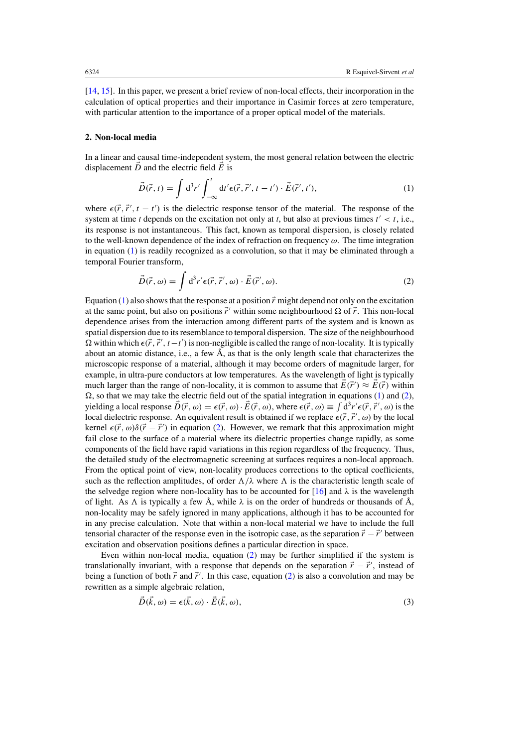[14, 15]. In this paper, we present a brief review of non-local effects, their incorporation in the calculation of optical properties and their importance in Casimir forces at zero temperature, with particular attention to the importance of a proper optical model of the materials.

## 2. Non-local media

In a linear and causal time-independent system, the most general relation between the electric displacement $\vec{D}$ and the electric field $\vec{E}$ is

$$\vec{D}(\vec{r}, t) = \int \mathrm{d}^3 r' \int_{-\infty}^{t} \mathrm{d}t' \epsilon(\vec{r}, \vec{r}', t - t') \cdot \vec{E}(\vec{r}', t'), \tag{1}$$

where $\epsilon(\vec{r}, \vec{r}', t - t')$ is the dielectric response tensor of the material. The response of the system at time $t$ depends on the excitation not only at $t$, but also at previous times $t' < t$, i.e., its response is not instantaneous. This fact, known as temporal dispersion, is closely related to the well-known dependence of the index of refraction on frequency $\omega$. The time integration in equation (1) is readily recognized as a convolution, so that it may be eliminated through a temporal Fourier transform,

$$\vec{D}(\vec{r}, \omega) = \int \mathrm{d}^3 r' \epsilon(\vec{r}, \vec{r}', \omega) \cdot \vec{E}(\vec{r}', \omega). \tag{2}$$

Equation (1) also shows that the response at a position $\vec{r}$ might depend not only on the excitation at the same point, but also on positions $\vec{r}'$ within some neighbourhood $\Omega$ of $\vec{r}$. This non-local dependence arises from the interaction among different parts of the system and is known as spatial dispersion due to its resemblance to temporal dispersion. The size of the neighbourhood $\Omega$ within which $\epsilon(\vec{r}, \vec{r}', t - t')$ is non-negligible is called the range of non-locality. It is typically about an atomic distance, i.e., a few Å, as that is the only length scale that characterizes the microscopic response of a material, although it may become orders of magnitude larger, for example, in ultra-pure conductors at low temperatures. As the wavelength of light is typically much larger than the range of non-locality, it is common to assume that $\vec{E}(\vec{r}') \approx \vec{E}(\vec{r})$ within $\Omega$, so that we may take the electric field out of the spatial integration in equations (1) and (2), yielding a local response $\vec{D}(\vec{r}, \omega) = \epsilon(\vec{r}, \omega) \cdot \vec{E}(\vec{r}, \omega)$, where $\epsilon(\vec{r}, \omega) \equiv \int \mathrm{d}^3 r' \epsilon(\vec{r}, \vec{r}', \omega)$ is the local dielectric response. An equivalent result is obtained if we replace $\epsilon(\vec{r}, \vec{r}', \omega)$ by the local kernel $\epsilon(\vec{r}, \omega)\delta(\vec{r} - \vec{r}')$ in equation (2). However, we remark that this approximation might fail close to the surface of a material where its dielectric properties change rapidly, as some components of the field have rapid variations in this region regardless of the frequency. Thus, the detailed study of the electromagnetic screening at surfaces requires a non-local approach. From the optical point of view, non-locality produces corrections to the optical coefficients, such as the reflection amplitudes, of order $\Lambda/\lambda$ where $\Lambda$ is the characteristic length scale of the selvedge region where non-locality has to be accounted for [16] and $\lambda$ is the wavelength of light. As $\Lambda$ is typically a few Å, while $\lambda$ is on the order of hundreds or thousands of Å, non-locality may be safely ignored in many applications, although it has to be accounted for in any precise calculation. Note that within a non-local material we have to include the full tensorial character of the response even in the isotropic case, as the separation $\vec{r} - \vec{r}'$ between excitation and observation positions defines a particular direction in space.

Even within non-local media, equation (2) may be further simplified if the system is translationally invariant, with a response that depends on the separation $\vec{r} - \vec{r}'$, instead of being a function of both $\vec{r}$ and $\vec{r}'$. In this case, equation (2) is also a convolution and may be rewritten as a simple algebraic relation,

$$\vec{D}(\vec{k}, \omega) = \epsilon(\vec{k}, \omega) \cdot \vec{E}(\vec{k}, \omega), \tag{3}$$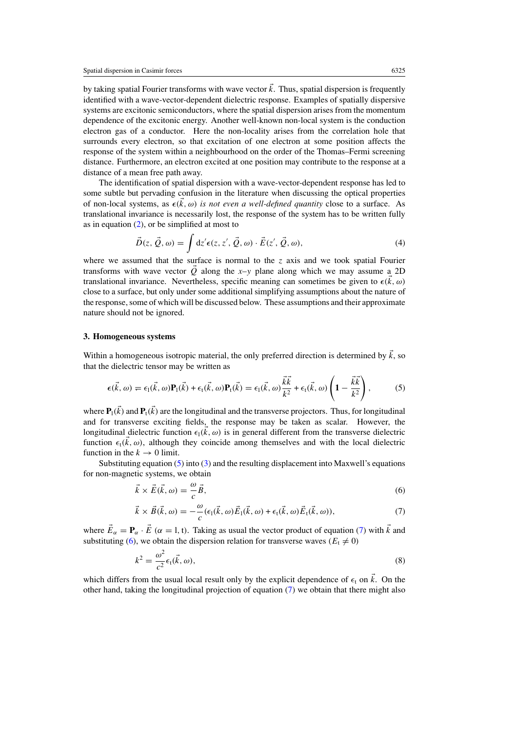by taking spatial Fourier transforms with wave vector $\vec{k}$. Thus, spatial dispersion is frequently identified with a wave-vector-dependent dielectric response. Examples of spatially dispersive systems are excitonic semiconductors, where the spatial dispersion arises from the momentum dependence of the excitonic energy. Another well-known non-local system is the conduction electron gas of a conductor. Here the non-locality arises from the correlation hole that surrounds every electron, so that excitation of one electron at some position affects the response of the system within a neighbourhood on the order of the Thomas–Fermi screening distance. Furthermore, an electron excited at one position may contribute to the response at a distance of a mean free path away.

The identification of spatial dispersion with a wave-vector-dependent response has led to some subtle but pervading confusion in the literature when discussing the optical properties of non-local systems, as $\epsilon(\vec{k}, \omega)$ *is not even a well-defined quantity* close to a surface. As translational invariance is necessarily lost, the response of the system has to be written fully as in equation (2), or be simplified at most to

$$\vec{D}(z, \vec{Q}, \omega) = \int \mathrm{d}z' \epsilon(z, z', \vec{Q}, \omega) \cdot \vec{E}(z', \vec{Q}, \omega), \tag{4}$$

where we assumed that the surface is normal to the $z$ axis and we took spatial Fourier transforms with wave vector $\vec{Q}$ along the $x$–$y$ plane along which we may assume a 2D translational invariance. Nevertheless, specific meaning can sometimes be given to $\epsilon(\vec{k}, \omega)$ close to a surface, but only under some additional simplifying assumptions about the nature of the response, some of which will be discussed below. These assumptions and their approximate nature should not be ignored.

## 3. Homogeneous systems

Within a homogeneous isotropic material, the only preferred direction is determined by $\vec{k}$, so that the dielectric tensor may be written as

$$\epsilon(\vec{k}, \omega) = \epsilon_{\mathrm{l}}(\vec{k}, \omega)\mathbf{P}_{\mathrm{l}}(\vec{k}) + \epsilon_{\mathrm{t}}(\vec{k}, \omega)\mathbf{P}_{\mathrm{t}}(\vec{k}) = \epsilon_{\mathrm{l}}(\vec{k}, \omega)\frac{\vec{k}\vec{k}}{k^2} + \epsilon_{\mathrm{t}}(\vec{k}, \omega)\left(\mathbf{1} - \frac{\vec{k}\vec{k}}{k^2}\right), \tag{5}$$

where $\mathbf{P}_{\mathrm{l}}(\vec{k})$ and $\mathbf{P}_{\mathrm{t}}(\vec{k})$ are the longitudinal and the transverse projectors. Thus, for longitudinal and for transverse exciting fields, the response may be taken as scalar. However, the longitudinal dielectric function $\epsilon_{\mathrm{l}}(\vec{k}, \omega)$ is in general different from the transverse dielectric function $\epsilon_{\mathrm{t}}(\vec{k}, \omega)$, although they coincide among themselves and with the local dielectric function in the $k \to 0$ limit.

Substituting equation (5) into (3) and the resulting displacement into Maxwell's equations for non-magnetic systems, we obtain

$$\vec{k} \times \vec{E}(\vec{k}, \omega) = \frac{\omega}{c}\vec{B}, \tag{6}$$

$$\vec{k} \times \vec{B}(\vec{k}, \omega) = -\frac{\omega}{c}(\epsilon_{\mathrm{l}}(\vec{k}, \omega)\vec{E}_{\mathrm{l}}(\vec{k}, \omega) + \epsilon_{\mathrm{t}}(\vec{k}, \omega)\vec{E}_{\mathrm{t}}(\vec{k}, \omega)), \tag{7}$$

where $\vec{E}_\alpha = \mathbf{P}_\alpha \cdot \vec{E}$ ($\alpha = \mathrm{l}, \mathrm{t}$). Taking as usual the vector product of equation (7) with $\vec{k}$ and substituting (6), we obtain the dispersion relation for transverse waves ($E_{\mathrm{t}} \neq 0$)

$$k^2 = \frac{\omega^2}{c^2}\epsilon_{\mathrm{t}}(\vec{k}, \omega), \tag{8}$$

which differs from the usual local result only by the explicit dependence of $\epsilon_{\mathrm{t}}$ on $\vec{k}$. On the other hand, taking the longitudinal projection of equation (7) we obtain that there might also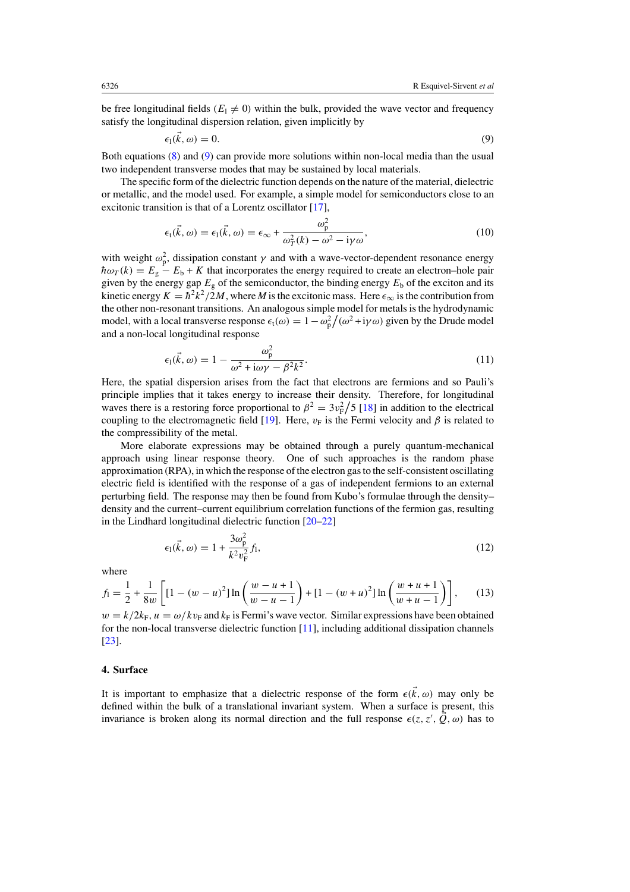be free longitudinal fields ($E_l \neq 0$) within the bulk, provided the wave vector and frequency satisfy the longitudinal dispersion relation, given implicitly by

$$\epsilon_l(\vec{k}, \omega) = 0. \tag{9}$$

Both equations (8) and (9) can provide more solutions within non-local media than the usual two independent transverse modes that may be sustained by local materials.

The specific form of the dielectric function depends on the nature of the material, dielectric or metallic, and the model used. For example, a simple model for semiconductors close to an excitonic transition is that of a Lorentz oscillator [17],

$$\epsilon_t(\vec{k}, \omega) = \epsilon_l(\vec{k}, \omega) = \epsilon_\infty + \frac{\omega_p^2}{\omega_T^2(k) - \omega^2 - i\gamma\omega}, \tag{10}$$

with weight $\omega_p^2$, dissipation constant $\gamma$ and with a wave-vector-dependent resonance energy $\hbar\omega_T(k) = E_g - E_b + K$ that incorporates the energy required to create an electron–hole pair given by the energy gap $E_g$ of the semiconductor, the binding energy $E_b$ of the exciton and its kinetic energy $K = \hbar^2 k^2/2M$, where $M$ is the excitonic mass. Here $\epsilon_\infty$ is the contribution from the other non-resonant transitions. An analogous simple model for metals is the hydrodynamic model, with a local transverse response $\epsilon_t(\omega) = 1 - \omega_p^2\big/(\omega^2 + i\gamma\omega)$ given by the Drude model and a non-local longitudinal response

$$\epsilon_l(\vec{k}, \omega) = 1 - \frac{\omega_p^2}{\omega^2 + i\omega\gamma - \beta^2 k^2}. \tag{11}$$

Here, the spatial dispersion arises from the fact that electrons are fermions and so Pauli's principle implies that it takes energy to increase their density. Therefore, for longitudinal waves there is a restoring force proportional to $\beta^2 = 3v_F^2\big/5$ [18] in addition to the electrical coupling to the electromagnetic field [19]. Here, $v_F$ is the Fermi velocity and $\beta$ is related to the compressibility of the metal.

More elaborate expressions may be obtained through a purely quantum-mechanical approach using linear response theory. One of such approaches is the random phase approximation (RPA), in which the response of the electron gas to the self-consistent oscillating electric field is identified with the response of a gas of independent fermions to an external perturbing field. The response may then be found from Kubo's formulae through the density–density and the current–current equilibrium correlation functions of the fermion gas, resulting in the Lindhard longitudinal dielectric function [20–22]

$$\epsilon_l(\vec{k}, \omega) = 1 + \frac{3\omega_p^2}{k^2 v_F^2} f_l, \tag{12}$$

where

$$f_l = \frac{1}{2} + \frac{1}{8w}\left[[1 - (w-u)^2]\ln\left(\frac{w-u+1}{w-u-1}\right) + [1 - (w+u)^2]\ln\left(\frac{w+u+1}{w+u-1}\right)\right], \tag{13}$$

$w = k/2k_F$, $u = \omega/kv_F$ and $k_F$ is Fermi's wave vector. Similar expressions have been obtained for the non-local transverse dielectric function [11], including additional dissipation channels [23].

## 4. Surface

It is important to emphasize that a dielectric response of the form $\epsilon(\vec{k}, \omega)$ may only be defined within the bulk of a translational invariant system. When a surface is present, this invariance is broken along its normal direction and the full response $\epsilon(z, z', \vec{Q}, \omega)$ has to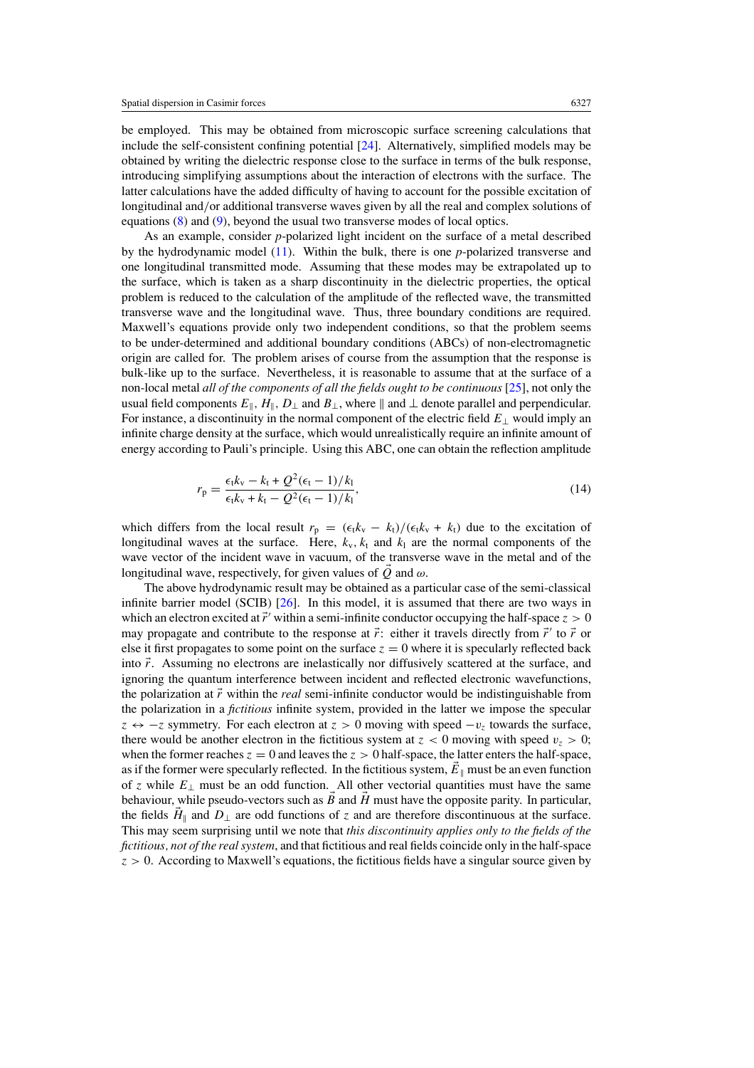be employed. This may be obtained from microscopic surface screening calculations that include the self-consistent confining potential [24]. Alternatively, simplified models may be obtained by writing the dielectric response close to the surface in terms of the bulk response, introducing simplifying assumptions about the interaction of electrons with the surface. The latter calculations have the added difficulty of having to account for the possible excitation of longitudinal and/or additional transverse waves given by all the real and complex solutions of equations (8) and (9), beyond the usual two transverse modes of local optics.

As an example, consider $p$-polarized light incident on the surface of a metal described by the hydrodynamic model (11). Within the bulk, there is one $p$-polarized transverse and one longitudinal transmitted mode. Assuming that these modes may be extrapolated up to the surface, which is taken as a sharp discontinuity in the dielectric properties, the optical problem is reduced to the calculation of the amplitude of the reflected wave, the transmitted transverse wave and the longitudinal wave. Thus, three boundary conditions are required. Maxwell's equations provide only two independent conditions, so that the problem seems to be under-determined and additional boundary conditions (ABCs) of non-electromagnetic origin are called for. The problem arises of course from the assumption that the response is bulk-like up to the surface. Nevertheless, it is reasonable to assume that at the surface of a non-local metal *all of the components of all the fields ought to be continuous* [25], not only the usual field components $E_\parallel$, $H_\parallel$, $D_\perp$ and $B_\perp$, where $\parallel$ and $\perp$ denote parallel and perpendicular. For instance, a discontinuity in the normal component of the electric field $E_\perp$ would imply an infinite charge density at the surface, which would unrealistically require an infinite amount of energy according to Pauli's principle. Using this ABC, one can obtain the reflection amplitude

$$r_\mathrm{p} = \frac{\epsilon_\mathrm{t} k_\mathrm{v} - k_\mathrm{t} + Q^2(\epsilon_\mathrm{t} - 1)/k_\mathrm{l}}{\epsilon_\mathrm{t} k_\mathrm{v} + k_\mathrm{t} - Q^2(\epsilon_\mathrm{t} - 1)/k_\mathrm{l}}, \tag{14}$$

which differs from the local result $r_\mathrm{p} = (\epsilon_\mathrm{t} k_\mathrm{v} - k_\mathrm{t})/(\epsilon_\mathrm{t} k_\mathrm{v} + k_\mathrm{t})$ due to the excitation of longitudinal waves at the surface. Here, $k_\mathrm{v}$, $k_\mathrm{t}$ and $k_\mathrm{l}$ are the normal components of the wave vector of the incident wave in vacuum, of the transverse wave in the metal and of the longitudinal wave, respectively, for given values of $\vec{Q}$ and $\omega$.

The above hydrodynamic result may be obtained as a particular case of the semi-classical infinite barrier model (SCIB) [26]. In this model, it is assumed that there are two ways in which an electron excited at $\vec{r}\,'$ within a semi-infinite conductor occupying the half-space $z > 0$ may propagate and contribute to the response at $\vec{r}$: either it travels directly from $\vec{r}\,'$ to $\vec{r}$ or else it first propagates to some point on the surface $z = 0$ where it is specularly reflected back into $\vec{r}$. Assuming no electrons are inelastically nor diffusively scattered at the surface, and ignoring the quantum interference between incident and reflected electronic wavefunctions, the polarization at $\vec{r}$ within the *real* semi-infinite conductor would be indistinguishable from the polarization in a *fictitious* infinite system, provided in the latter we impose the specular $z \leftrightarrow -z$ symmetry. For each electron at $z > 0$ moving with speed $-v_z$ towards the surface, there would be another electron in the fictitious system at $z < 0$ moving with speed $v_z > 0$; when the former reaches $z = 0$ and leaves the $z > 0$ half-space, the latter enters the half-space, as if the former were specularly reflected. In the fictitious system, $\vec{E}_\parallel$ must be an even function of $z$ while $E_\perp$ must be an odd function. All other vectorial quantities must have the same behaviour, while pseudo-vectors such as $\vec{B}$ and $\vec{H}$ must have the opposite parity. In particular, the fields $\vec{H}_\parallel$ and $D_\perp$ are odd functions of $z$ and are therefore discontinuous at the surface. This may seem surprising until we note that *this discontinuity applies only to the fields of the fictitious, not of the real system*, and that fictitious and real fields coincide only in the half-space $z > 0$. According to Maxwell's equations, the fictitious fields have a singular source given by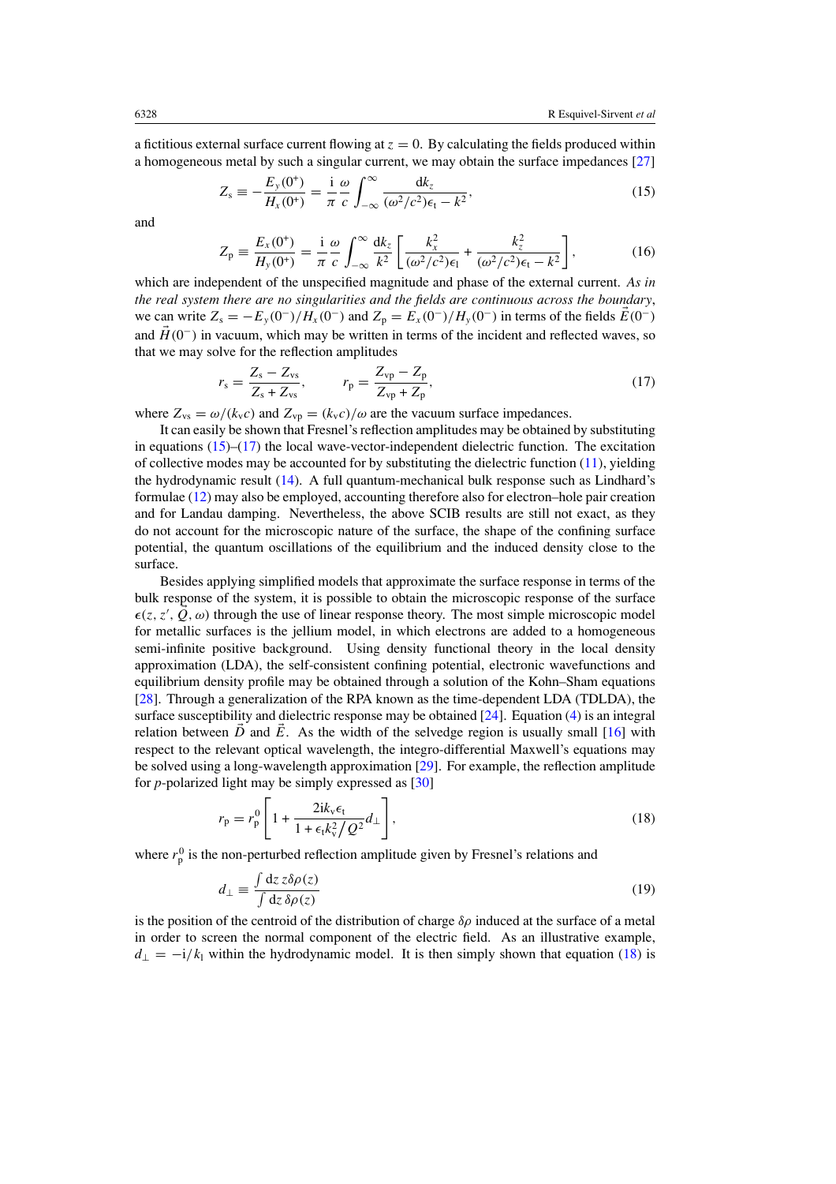a fictitious external surface current flowing at $z = 0$. By calculating the fields produced within a homogeneous metal by such a singular current, we may obtain the surface impedances [27]

$$Z_{\rm s} \equiv -\frac{E_y(0^+)}{H_x(0^+)} = \frac{\rm i}{\pi}\frac{\omega}{c}\int_{-\infty}^{\infty}\frac{{\rm d}k_z}{(\omega^2/c^2)\epsilon_{\rm t} - k^2}, \tag{15}$$

and

$$Z_{\rm p} \equiv \frac{E_x(0^+)}{H_y(0^+)} = \frac{\rm i}{\pi}\frac{\omega}{c}\int_{-\infty}^{\infty}\frac{{\rm d}k_z}{k^2}\left[\frac{k_x^2}{(\omega^2/c^2)\epsilon_{\rm l}} + \frac{k_z^2}{(\omega^2/c^2)\epsilon_{\rm t} - k^2}\right], \tag{16}$$

which are independent of the unspecified magnitude and phase of the external current. *As in the real system there are no singularities and the fields are continuous across the boundary*, we can write $Z_{\rm s} = -E_y(0^-)/H_x(0^-)$ and $Z_{\rm p} = E_x(0^-)/H_y(0^-)$ in terms of the fields $\vec{E}(0^-)$ and $\vec{H}(0^-)$ in vacuum, which may be written in terms of the incident and reflected waves, so that we may solve for the reflection amplitudes

$$r_{\rm s} = \frac{Z_{\rm s} - Z_{\rm vs}}{Z_{\rm s} + Z_{\rm vs}}, \qquad r_{\rm p} = \frac{Z_{\rm vp} - Z_{\rm p}}{Z_{\rm vp} + Z_{\rm p}}, \tag{17}$$

where $Z_{\rm vs} = \omega/(k_{\rm v}c)$ and $Z_{\rm vp} = (k_{\rm v}c)/\omega$ are the vacuum surface impedances.

It can easily be shown that Fresnel's reflection amplitudes may be obtained by substituting in equations (15)–(17) the local wave-vector-independent dielectric function. The excitation of collective modes may be accounted for by substituting the dielectric function (11), yielding the hydrodynamic result (14). A full quantum-mechanical bulk response such as Lindhard's formulae (12) may also be employed, accounting therefore also for electron–hole pair creation and for Landau damping. Nevertheless, the above SCIB results are still not exact, as they do not account for the microscopic nature of the surface, the shape of the confining surface potential, the quantum oscillations of the equilibrium and the induced density close to the surface.

Besides applying simplified models that approximate the surface response in terms of the bulk response of the system, it is possible to obtain the microscopic response of the surface $\epsilon(z, z', Q, \omega)$ through the use of linear response theory. The most simple microscopic model for metallic surfaces is the jellium model, in which electrons are added to a homogeneous semi-infinite positive background. Using density functional theory in the local density approximation (LDA), the self-consistent confining potential, electronic wavefunctions and equilibrium density profile may be obtained through a solution of the Kohn–Sham equations [28]. Through a generalization of the RPA known as the time-dependent LDA (TDLDA), the surface susceptibility and dielectric response may be obtained [24]. Equation (4) is an integral relation between $\vec{D}$ and $\vec{E}$. As the width of the selvedge region is usually small [16] with respect to the relevant optical wavelength, the integro-differential Maxwell's equations may be solved using a long-wavelength approximation [29]. For example, the reflection amplitude for *p*-polarized light may be simply expressed as [30]

$$r_{\rm p} = r_{\rm p}^0\left[1 + \frac{2{\rm i}k_{\rm v}\epsilon_{\rm t}}{1 + \epsilon_{\rm t}k_{\rm v}^2/Q^2}d_\perp\right], \tag{18}$$

where $r_{\rm p}^0$ is the non-perturbed reflection amplitude given by Fresnel's relations and

$$d_\perp \equiv \frac{\int {\rm d}z\, z\delta\rho(z)}{\int {\rm d}z\, \delta\rho(z)} \tag{19}$$

is the position of the centroid of the distribution of charge $\delta\rho$ induced at the surface of a metal in order to screen the normal component of the electric field. As an illustrative example, $d_\perp = -{\rm i}/k_{\rm l}$ within the hydrodynamic model. It is then simply shown that equation (18) is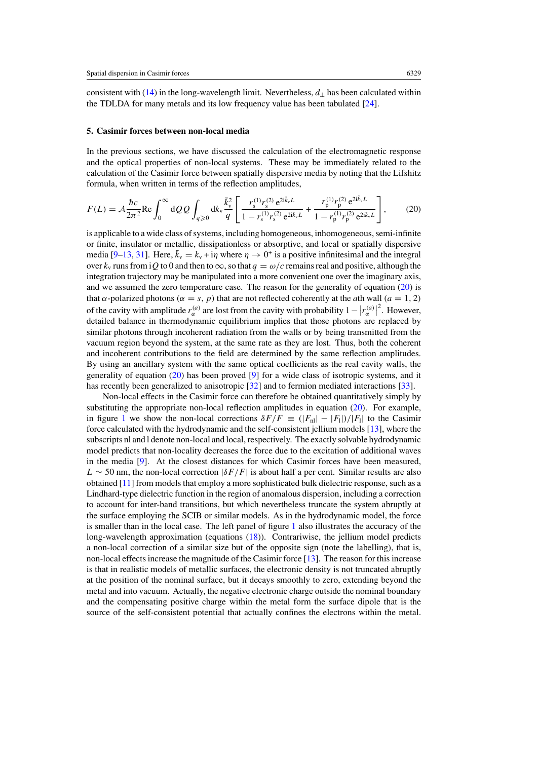consistent with (14) in the long-wavelength limit. Nevertheless, $d_\perp$ has been calculated within the TDLDA for many metals and its low frequency value has been tabulated [24].

## 5. Casimir forces between non-local media

In the previous sections, we have discussed the calculation of the electromagnetic response and the optical properties of non-local systems. These may be immediately related to the calculation of the Casimir force between spatially dispersive media by noting that the Lifshitz formula, when written in terms of the reflection amplitudes,

$$F(L) = \mathcal{A}\frac{\hbar c}{2\pi^2}\mathrm{Re}\int_0^\infty \mathrm{d}Q\,Q\int_{q\geqslant 0}\mathrm{d}k_\mathrm{v}\,\frac{\tilde{k}_\mathrm{v}^2}{q}\left[\frac{r_\mathrm{s}^{(1)}r_\mathrm{s}^{(2)}\,\mathrm{e}^{2\mathrm{i}\tilde{k}_\mathrm{v}L}}{1-r_\mathrm{s}^{(1)}r_\mathrm{s}^{(2)}\,\mathrm{e}^{2\mathrm{i}\tilde{k}_\mathrm{v}L}}+\frac{r_\mathrm{p}^{(1)}r_\mathrm{p}^{(2)}\,\mathrm{e}^{2\mathrm{i}\tilde{k}_\mathrm{v}L}}{1-r_\mathrm{p}^{(1)}r_\mathrm{p}^{(2)}\,\mathrm{e}^{2\mathrm{i}\tilde{k}_\mathrm{v}L}}\right], \qquad (20)$$

is applicable to a wide class of systems, including homogeneous, inhomogeneous, semi-infinite or finite, insulator or metallic, dissipationless or absorptive, and local or spatially dispersive media [9–13, 31]. Here, $\tilde{k}_\mathrm{v} = k_\mathrm{v} + \mathrm{i}\eta$ where $\eta \to 0^+$ is a positive infinitesimal and the integral over $k_\mathrm{v}$ runs from $\mathrm{i}Q$ to 0 and then to $\infty$, so that $q = \omega/c$ remains real and positive, although the integration trajectory may be manipulated into a more convenient one over the imaginary axis, and we assumed the zero temperature case. The reason for the generality of equation (20) is that $\alpha$-polarized photons ($\alpha = s, p$) that are not reflected coherently at the $a$th wall ($a = 1, 2$) of the cavity with amplitude $r_\alpha^{(a)}$ are lost from the cavity with probability $1 - |r_\alpha^{(a)}|^2$. However, detailed balance in thermodynamic equilibrium implies that those photons are replaced by similar photons through incoherent radiation from the walls or by being transmitted from the vacuum region beyond the system, at the same rate as they are lost. Thus, both the coherent and incoherent contributions to the field are determined by the same reflection amplitudes. By using an ancillary system with the same optical coefficients as the real cavity walls, the generality of equation (20) has been proved [9] for a wide class of isotropic systems, and it has recently been generalized to anisotropic [32] and to fermion mediated interactions [33].

Non-local effects in the Casimir force can therefore be obtained quantitatively simply by substituting the appropriate non-local reflection amplitudes in equation (20). For example, in figure 1 we show the non-local corrections $\delta F/F \equiv (|F_\mathrm{nl}| - |F_\mathrm{l}|)/|F_\mathrm{l}|$ to the Casimir force calculated with the hydrodynamic and the self-consistent jellium models [13], where the subscripts nl and l denote non-local and local, respectively. The exactly solvable hydrodynamic model predicts that non-locality decreases the force due to the excitation of additional waves in the media [9]. At the closest distances for which Casimir forces have been measured, $L \sim 50$ nm, the non-local correction $|\delta F/F|$ is about half a per cent. Similar results are also obtained [11] from models that employ a more sophisticated bulk dielectric response, such as a Lindhard-type dielectric function in the region of anomalous dispersion, including a correction to account for inter-band transitions, but which nevertheless truncate the system abruptly at the surface employing the SCIB or similar models. As in the hydrodynamic model, the force is smaller than in the local case. The left panel of figure 1 also illustrates the accuracy of the long-wavelength approximation (equations (18)). Contrariwise, the jellium model predicts a non-local correction of a similar size but of the opposite sign (note the labelling), that is, non-local effects increase the magnitude of the Casimir force [13]. The reason for this increase is that in realistic models of metallic surfaces, the electronic density is not truncated abruptly at the position of the nominal surface, but it decays smoothly to zero, extending beyond the metal and into vacuum. Actually, the negative electronic charge outside the nominal boundary and the compensating positive charge within the metal form the surface dipole that is the source of the self-consistent potential that actually confines the electrons within the metal.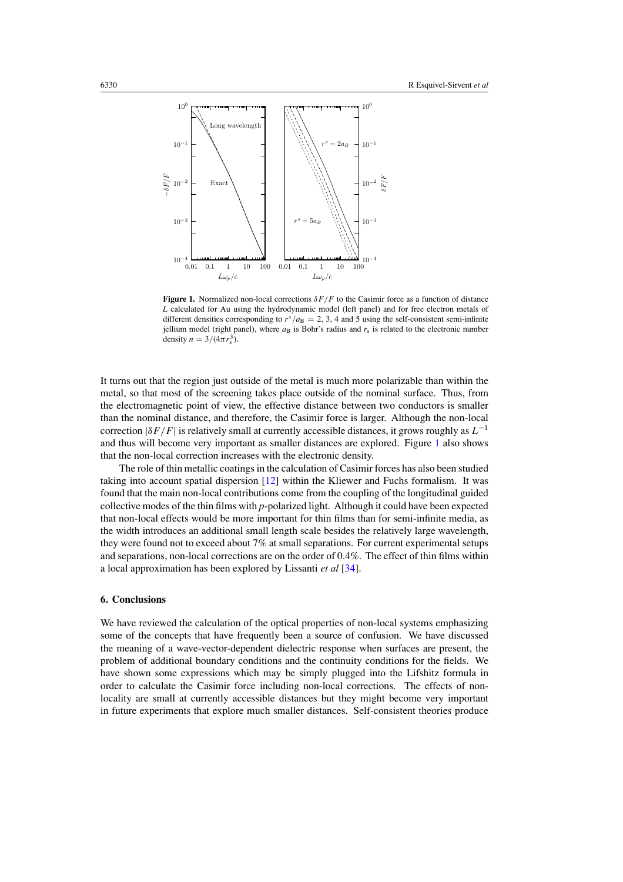**Figure 1.** Normalized non-local corrections $\delta F/F$ to the Casimir force as a function of distance $L$ calculated for Au using the hydrodynamic model (left panel) and for free electron metals of different densities corresponding to $r^s/a_B = 2, 3, 4$ and 5 using the self-consistent semi-infinite jellium model (right panel), where $a_B$ is Bohr's radius and $r_s$ is related to the electronic number density $n = 3/(4\pi r_s^3)$.

It turns out that the region just outside of the metal is much more polarizable than within the metal, so that most of the screening takes place outside of the nominal surface. Thus, from the electromagnetic point of view, the effective distance between two conductors is smaller than the nominal distance, and therefore, the Casimir force is larger. Although the non-local correction $|\delta F/F|$ is relatively small at currently accessible distances, it grows roughly as $L^{-1}$ and thus will become very important as smaller distances are explored. Figure 1 also shows that the non-local correction increases with the electronic density.

The role of thin metallic coatings in the calculation of Casimir forces has also been studied taking into account spatial dispersion [12] within the Kliewer and Fuchs formalism. It was found that the main non-local contributions come from the coupling of the longitudinal guided collective modes of the thin films with $p$-polarized light. Although it could have been expected that non-local effects would be more important for thin films than for semi-infinite media, as the width introduces an additional small length scale besides the relatively large wavelength, they were found not to exceed about 7% at small separations. For current experimental setups and separations, non-local corrections are on the order of 0.4%. The effect of thin films within a local approximation has been explored by Lissanti *et al* [34].

## 6. Conclusions

We have reviewed the calculation of the optical properties of non-local systems emphasizing some of the concepts that have frequently been a source of confusion. We have discussed the meaning of a wave-vector-dependent dielectric response when surfaces are present, the problem of additional boundary conditions and the continuity conditions for the fields. We have shown some expressions which may be simply plugged into the Lifshitz formula in order to calculate the Casimir force including non-local corrections. The effects of non-locality are small at currently accessible distances but they might become very important in future experiments that explore much smaller distances. Self-consistent theories produce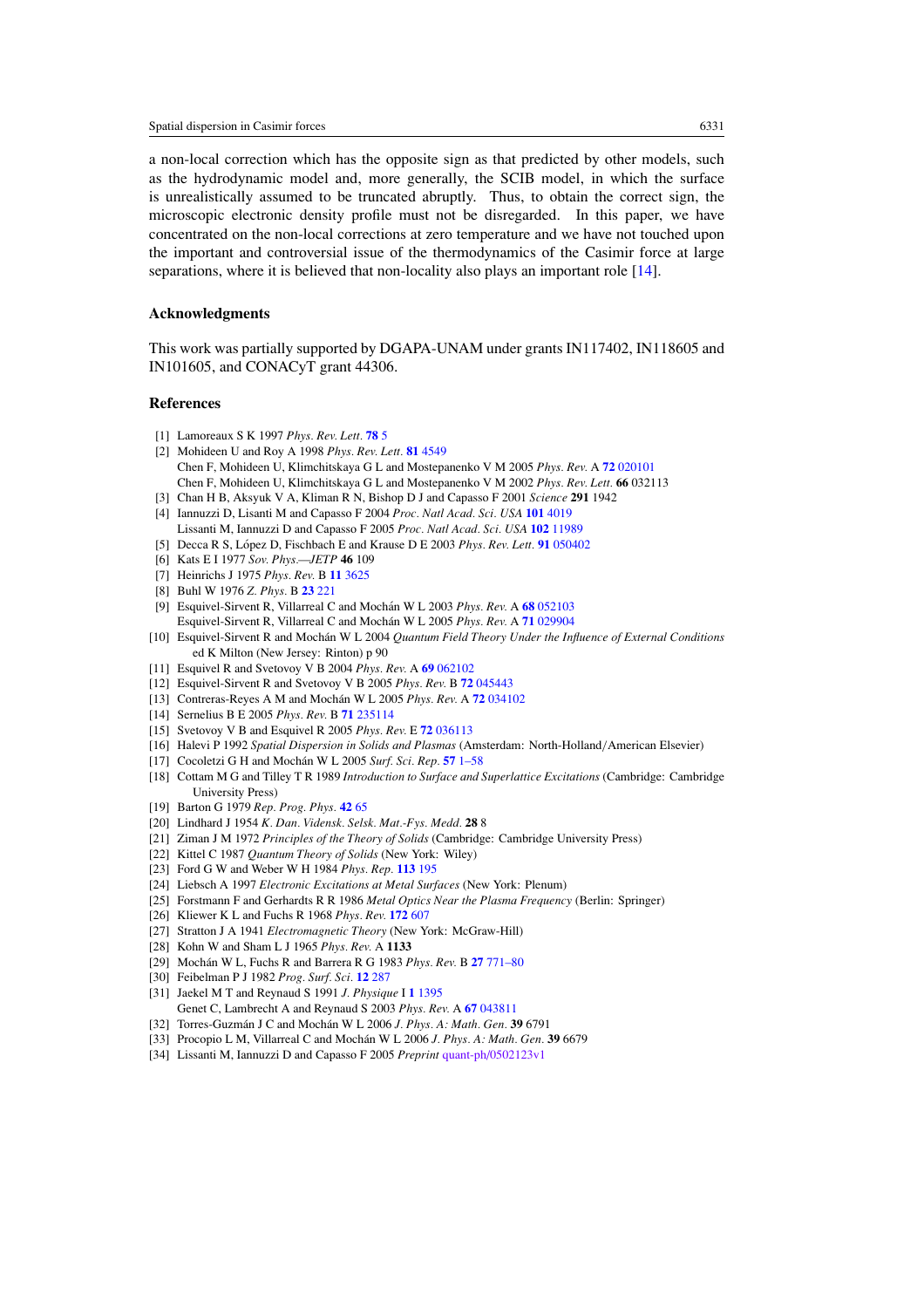a non-local correction which has the opposite sign as that predicted by other models, such as the hydrodynamic model and, more generally, the SCIB model, in which the surface is unrealistically assumed to be truncated abruptly. Thus, to obtain the correct sign, the microscopic electronic density profile must not be disregarded. In this paper, we have concentrated on the non-local corrections at zero temperature and we have not touched upon the important and controversial issue of the thermodynamics of the Casimir force at large separations, where it is believed that non-locality also plays an important role [14].

### Acknowledgments

This work was partially supported by DGAPA-UNAM under grants IN117402, IN118605 and IN101605, and CONACyT grant 44306.

### References

[1] Lamoreaux S K 1997 *Phys. Rev. Lett.* **78** 5

[2] Mohideen U and Roy A 1998 *Phys. Rev. Lett.* **81** 4549
Chen F, Mohideen U, Klimchitskaya G L and Mostepanenko V M 2005 *Phys. Rev.* A **72** 020101
Chen F, Mohideen U, Klimchitskaya G L and Mostepanenko V M 2002 *Phys. Rev. Lett.* **66** 032113

[3] Chan H B, Aksyuk V A, Kliman R N, Bishop D J and Capasso F 2001 *Science* **291** 1942

[4] Iannuzzi D, Lisanti M and Capasso F 2004 *Proc. Natl Acad. Sci. USA* **101** 4019
Lissanti M, Iannuzzi D and Capasso F 2005 *Proc. Natl Acad. Sci. USA* **102** 11989

[5] Decca R S, López D, Fischbach E and Krause D E 2003 *Phys. Rev. Lett.* **91** 050402

[6] Kats E I 1977 *Sov. Phys.—JETP* **46** 109

[7] Heinrichs J 1975 *Phys. Rev.* B **11** 3625

[8] Buhl W 1976 *Z. Phys.* B **23** 221

[9] Esquivel-Sirvent R, Villarreal C and Mochán W L 2003 *Phys. Rev.* A **68** 052103
Esquivel-Sirvent R, Villarreal C and Mochán W L 2005 *Phys. Rev.* A **71** 029904

[10] Esquivel-Sirvent R and Mochán W L 2004 *Quantum Field Theory Under the Influence of External Conditions* ed K Milton (New Jersey: Rinton) p 90

[11] Esquivel R and Svetovoy V B 2004 *Phys. Rev.* A **69** 062102

[12] Esquivel-Sirvent R and Svetovoy V B 2005 *Phys. Rev.* B **72** 045443

[13] Contreras-Reyes A M and Mochán W L 2005 *Phys. Rev.* A **72** 034102

[14] Sernelius B E 2005 *Phys. Rev.* B **71** 235114

[15] Svetovoy V B and Esquivel R 2005 *Phys. Rev.* E **72** 036113

[16] Halevi P 1992 *Spatial Dispersion in Solids and Plasmas* (Amsterdam: North-Holland/American Elsevier)

[17] Cocoletzi G H and Mochán W L 2005 *Surf. Sci. Rep.* **57** 1–58

[18] Cottam M G and Tilley T R 1989 *Introduction to Surface and Superlattice Excitations* (Cambridge: Cambridge University Press)

[19] Barton G 1979 *Rep. Prog. Phys.* **42** 65

[20] Lindhard J 1954 *K. Dan. Vidensk. Selsk. Mat.-Fys. Medd.* **28** 8

[21] Ziman J M 1972 *Principles of the Theory of Solids* (Cambridge: Cambridge University Press)

[22] Kittel C 1987 *Quantum Theory of Solids* (New York: Wiley)

[23] Ford G W and Weber W H 1984 *Phys. Rep.* **113** 195

[24] Liebsch A 1997 *Electronic Excitations at Metal Surfaces* (New York: Plenum)

[25] Forstmann F and Gerhardts R R 1986 *Metal Optics Near the Plasma Frequency* (Berlin: Springer)

[26] Kliewer K L and Fuchs R 1968 *Phys. Rev.* **172** 607

[27] Stratton J A 1941 *Electromagnetic Theory* (New York: McGraw-Hill)

[28] Kohn W and Sham L J 1965 *Phys. Rev.* A **1133**

[29] Mochán W L, Fuchs R and Barrera R G 1983 *Phys. Rev.* B **27** 771–80

[30] Feibelman P J 1982 *Prog. Surf. Sci.* **12** 287

[31] Jaekel M T and Reynaud S 1991 *J. Physique* I **1** 1395
Genet C, Lambrecht A and Reynaud S 2003 *Phys. Rev.* A **67** 043811

[32] Torres-Guzmán J C and Mochán W L 2006 *J. Phys. A: Math. Gen.* **39** 6791

[33] Procopio L M, Villarreal C and Mochán W L 2006 *J. Phys. A: Math. Gen.* **39** 6679

[34] Lissanti M, Iannuzzi D and Capasso F 2005 *Preprint* quant-ph/0502123v1